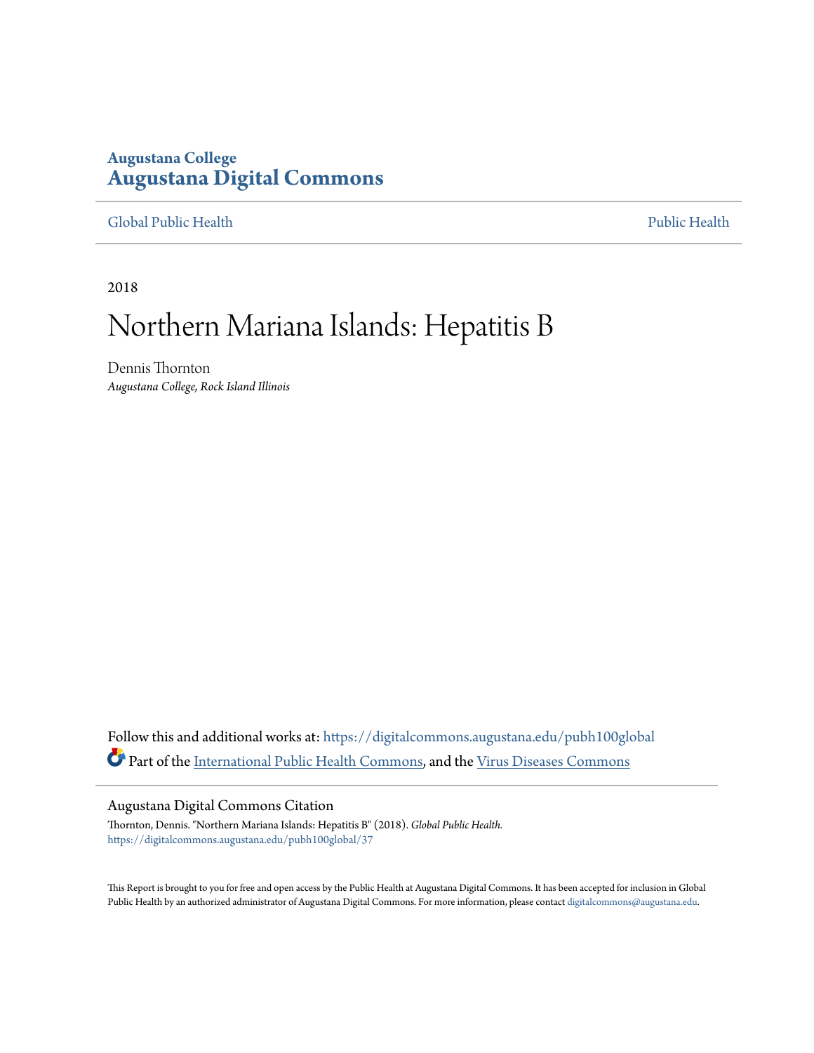Augustana College

**Augustana Digital Commons**

Global Public Health | Public Health

2018

# Northern Mariana Islands: Hepatitis B

Dennis Thornton

*Augustana College, Rock Island Illinois*

Follow this and additional works at: https://digitalcommons.augustana.edu/pubh100global

Part of the International Public Health Commons, and the Virus Diseases Commons

## Augustana Digital Commons Citation

Thornton, Dennis. "Northern Mariana Islands: Hepatitis B" (2018). *Global Public Health.*
https://digitalcommons.augustana.edu/pubh100global/37

This Report is brought to you for free and open access by the Public Health at Augustana Digital Commons. It has been accepted for inclusion in Global Public Health by an authorized administrator of Augustana Digital Commons. For more information, please contact digitalcommons@augustana.edu.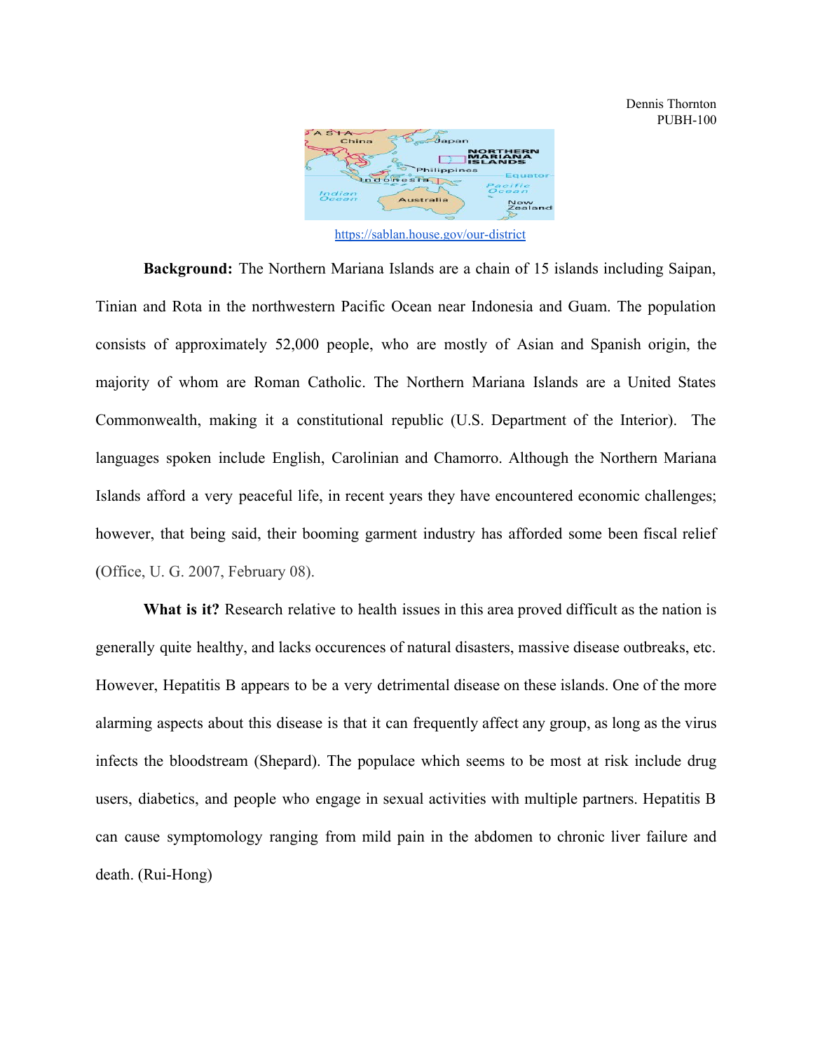Dennis Thornton
PUBH-100

https://sablan.house.gov/our-district

**Background:** The Northern Mariana Islands are a chain of 15 islands including Saipan, Tinian and Rota in the northwestern Pacific Ocean near Indonesia and Guam. The population consists of approximately 52,000 people, who are mostly of Asian and Spanish origin, the majority of whom are Roman Catholic. The Northern Mariana Islands are a United States Commonwealth, making it a constitutional republic (U.S. Department of the Interior). The languages spoken include English, Carolinian and Chamorro. Although the Northern Mariana Islands afford a very peaceful life, in recent years they have encountered economic challenges; however, that being said, their booming garment industry has afforded some been fiscal relief (Office, U. G. 2007, February 08).

**What is it?** Research relative to health issues in this area proved difficult as the nation is generally quite healthy, and lacks occurences of natural disasters, massive disease outbreaks, etc. However, Hepatitis B appears to be a very detrimental disease on these islands. One of the more alarming aspects about this disease is that it can frequently affect any group, as long as the virus infects the bloodstream (Shepard). The populace which seems to be most at risk include drug users, diabetics, and people who engage in sexual activities with multiple partners. Hepatitis B can cause symptomology ranging from mild pain in the abdomen to chronic liver failure and death. (Rui-Hong)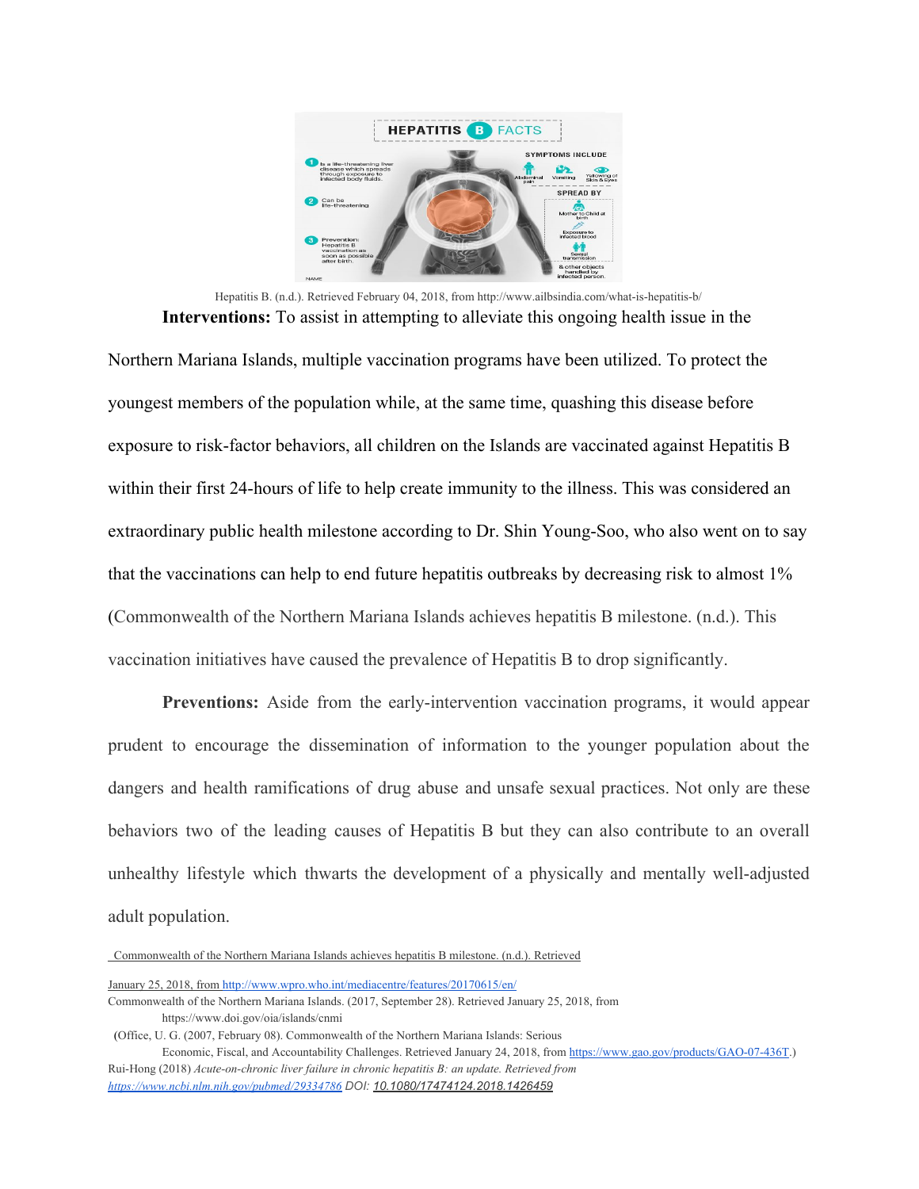Hepatitis B. (n.d.). Retrieved February 04, 2018, from http://www.ailbsindia.com/what-is-hepatitis-b/

**Interventions:** To assist in attempting to alleviate this ongoing health issue in the Northern Mariana Islands, multiple vaccination programs have been utilized. To protect the youngest members of the population while, at the same time, quashing this disease before exposure to risk-factor behaviors, all children on the Islands are vaccinated against Hepatitis B within their first 24-hours of life to help create immunity to the illness. This was considered an extraordinary public health milestone according to Dr. Shin Young-Soo, who also went on to say that the vaccinations can help to end future hepatitis outbreaks by decreasing risk to almost 1% (Commonwealth of the Northern Mariana Islands achieves hepatitis B milestone. (n.d.). This vaccination initiatives have caused the prevalence of Hepatitis B to drop significantly.

**Preventions:** Aside from the early-intervention vaccination programs, it would appear prudent to encourage the dissemination of information to the younger population about the dangers and health ramifications of drug abuse and unsafe sexual practices. Not only are these behaviors two of the leading causes of Hepatitis B but they can also contribute to an overall unhealthy lifestyle which thwarts the development of a physically and mentally well-adjusted adult population.

Commonwealth of the Northern Mariana Islands achieves hepatitis B milestone. (n.d.). Retrieved January 25, 2018, from http://www.wpro.who.int/mediacentre/features/20170615/en/

Commonwealth of the Northern Mariana Islands. (2017, September 28). Retrieved January 25, 2018, from https://www.doi.gov/oia/islands/cnmi

(Office, U. G. (2007, February 08). Commonwealth of the Northern Mariana Islands: Serious Economic, Fiscal, and Accountability Challenges. Retrieved January 24, 2018, from https://www.gao.gov/products/GAO-07-436T.)

Rui-Hong (2018) *Acute-on-chronic liver failure in chronic hepatitis B: an update. Retrieved from https://www.ncbi.nlm.nih.gov/pubmed/29334786* DOI: *10.1080/17474124.2018.1426459*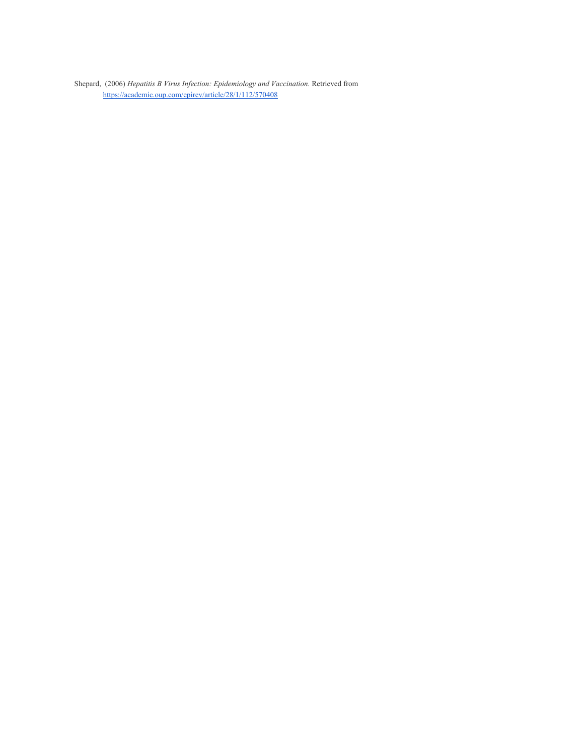Shepard, (2006) *Hepatitis B Virus Infection: Epidemiology and Vaccination.* Retrieved from https://academic.oup.com/epirev/article/28/1/112/570408